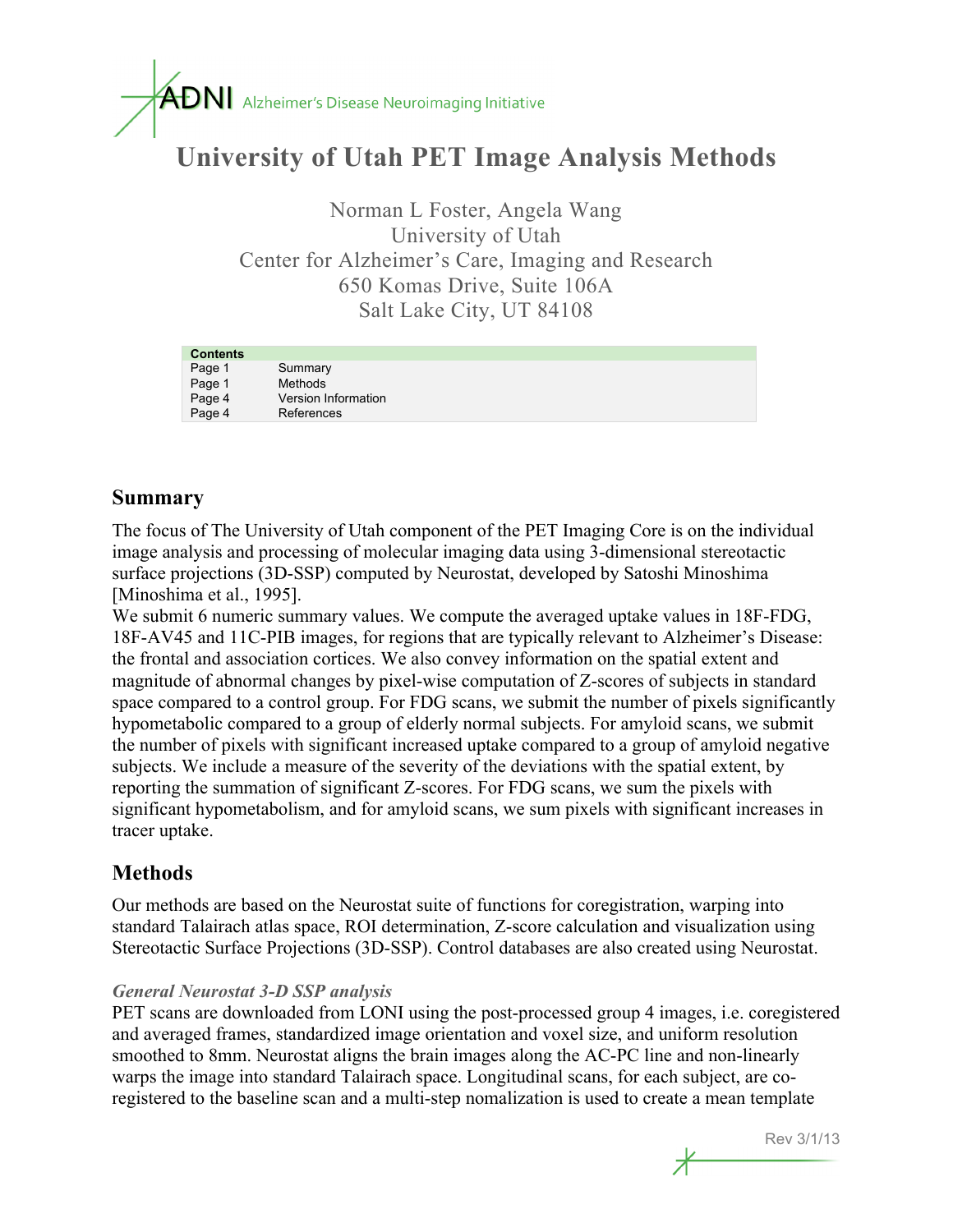ADNI Alzheimer's Disease Neuroimaging Initiative

# University of Utah PET Image Analysis Methods

Norman L Foster, Angela Wang
University of Utah
Center for Alzheimer's Care, Imaging and Research
650 Komas Drive, Suite 106A
Salt Lake City, UT 84108

| Contents | |
|---|---|
| Page 1 | Summary |
| Page 1 | Methods |
| Page 4 | Version Information |
| Page 4 | References |

## Summary

The focus of The University of Utah component of the PET Imaging Core is on the individual image analysis and processing of molecular imaging data using 3-dimensional stereotactic surface projections (3D-SSP) computed by Neurostat, developed by Satoshi Minoshima [Minoshima et al., 1995].

We submit 6 numeric summary values. We compute the averaged uptake values in 18F-FDG, 18F-AV45 and 11C-PIB images, for regions that are typically relevant to Alzheimer's Disease: the frontal and association cortices. We also convey information on the spatial extent and magnitude of abnormal changes by pixel-wise computation of Z-scores of subjects in standard space compared to a control group. For FDG scans, we submit the number of pixels significantly hypometabolic compared to a group of elderly normal subjects. For amyloid scans, we submit the number of pixels with significant increased uptake compared to a group of amyloid negative subjects. We include a measure of the severity of the deviations with the spatial extent, by reporting the summation of significant Z-scores. For FDG scans, we sum the pixels with significant hypometabolism, and for amyloid scans, we sum pixels with significant increases in tracer uptake.

## Methods

Our methods are based on the Neurostat suite of functions for coregistration, warping into standard Talairach atlas space, ROI determination, Z-score calculation and visualization using Stereotactic Surface Projections (3D-SSP). Control databases are also created using Neurostat.

### *General Neurostat 3-D SSP analysis*

PET scans are downloaded from LONI using the post-processed group 4 images, i.e. coregistered and averaged frames, standardized image orientation and voxel size, and uniform resolution smoothed to 8mm. Neurostat aligns the brain images along the AC-PC line and non-linearly warps the image into standard Talairach space. Longitudinal scans, for each subject, are co-registered to the baseline scan and a multi-step nomalization is used to create a mean template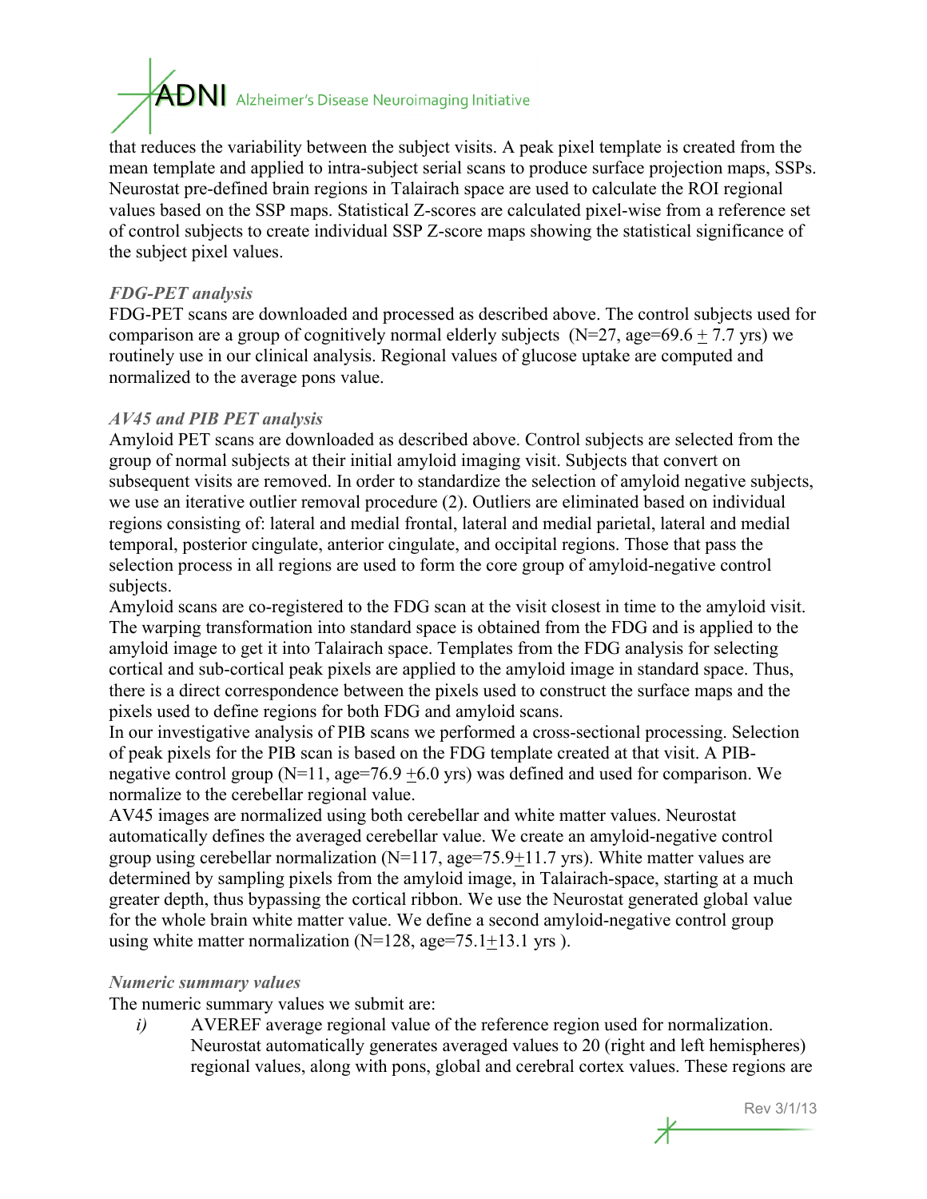that reduces the variability between the subject visits. A peak pixel template is created from the mean template and applied to intra-subject serial scans to produce surface projection maps, SSPs. Neurostat pre-defined brain regions in Talairach space are used to calculate the ROI regional values based on the SSP maps. Statistical Z-scores are calculated pixel-wise from a reference set of control subjects to create individual SSP Z-score maps showing the statistical significance of the subject pixel values.

### *FDG-PET analysis*

FDG-PET scans are downloaded and processed as described above. The control subjects used for comparison are a group of cognitively normal elderly subjects (N=27, age=69.6 ± 7.7 yrs) we routinely use in our clinical analysis. Regional values of glucose uptake are computed and normalized to the average pons value.

### *AV45 and PIB PET analysis*

Amyloid PET scans are downloaded as described above. Control subjects are selected from the group of normal subjects at their initial amyloid imaging visit. Subjects that convert on subsequent visits are removed. In order to standardize the selection of amyloid negative subjects, we use an iterative outlier removal procedure (2). Outliers are eliminated based on individual regions consisting of: lateral and medial frontal, lateral and medial parietal, lateral and medial temporal, posterior cingulate, anterior cingulate, and occipital regions. Those that pass the selection process in all regions are used to form the core group of amyloid-negative control subjects.

Amyloid scans are co-registered to the FDG scan at the visit closest in time to the amyloid visit. The warping transformation into standard space is obtained from the FDG and is applied to the amyloid image to get it into Talairach space. Templates from the FDG analysis for selecting cortical and sub-cortical peak pixels are applied to the amyloid image in standard space. Thus, there is a direct correspondence between the pixels used to construct the surface maps and the pixels used to define regions for both FDG and amyloid scans.

In our investigative analysis of PIB scans we performed a cross-sectional processing. Selection of peak pixels for the PIB scan is based on the FDG template created at that visit. A PIB-negative control group (N=11, age=76.9 ±6.0 yrs) was defined and used for comparison. We normalize to the cerebellar regional value.

AV45 images are normalized using both cerebellar and white matter values. Neurostat automatically defines the averaged cerebellar value. We create an amyloid-negative control group using cerebellar normalization (N=117, age=75.9±11.7 yrs). White matter values are determined by sampling pixels from the amyloid image, in Talairach-space, starting at a much greater depth, thus bypassing the cortical ribbon. We use the Neurostat generated global value for the whole brain white matter value. We define a second amyloid-negative control group using white matter normalization (N=128, age=75.1±13.1 yrs ).

### *Numeric summary values*

The numeric summary values we submit are:

*i)* AVEREF average regional value of the reference region used for normalization. Neurostat automatically generates averaged values to 20 (right and left hemispheres) regional values, along with pons, global and cerebral cortex values. These regions are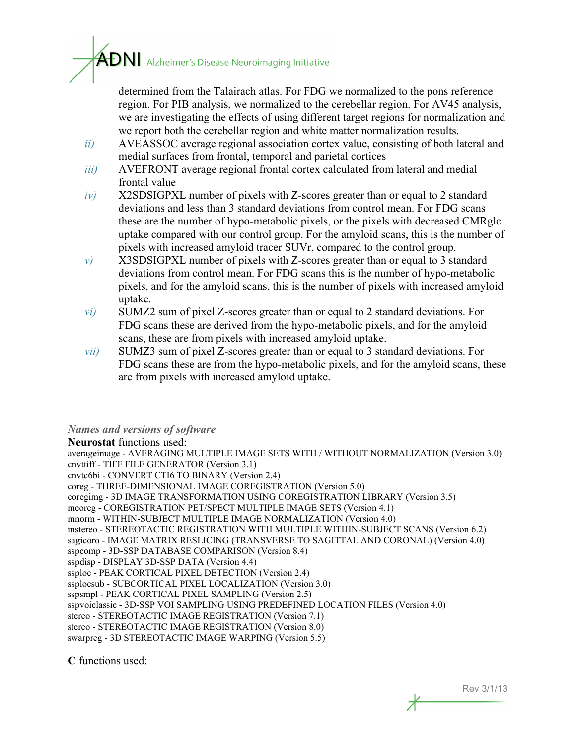determined from the Talairach atlas. For FDG we normalized to the pons reference region. For PIB analysis, we normalized to the cerebellar region. For AV45 analysis, we are investigating the effects of using different target regions for normalization and we report both the cerebellar region and white matter normalization results.

*ii)* AVEASSOC average regional association cortex value, consisting of both lateral and medial surfaces from frontal, temporal and parietal cortices

*iii)* AVEFRONT average regional frontal cortex calculated from lateral and medial frontal value

*iv)* X2SDSIGPXL number of pixels with Z-scores greater than or equal to 2 standard deviations and less than 3 standard deviations from control mean. For FDG scans these are the number of hypo-metabolic pixels, or the pixels with decreased CMRglc uptake compared with our control group. For the amyloid scans, this is the number of pixels with increased amyloid tracer SUVr, compared to the control group.

*v)* X3SDSIGPXL number of pixels with Z-scores greater than or equal to 3 standard deviations from control mean. For FDG scans this is the number of hypo-metabolic pixels, and for the amyloid scans, this is the number of pixels with increased amyloid uptake.

*vi)* SUMZ2 sum of pixel Z-scores greater than or equal to 2 standard deviations. For FDG scans these are derived from the hypo-metabolic pixels, and for the amyloid scans, these are from pixels with increased amyloid uptake.

*vii)* SUMZ3 sum of pixel Z-scores greater than or equal to 3 standard deviations. For FDG scans these are from the hypo-metabolic pixels, and for the amyloid scans, these are from pixels with increased amyloid uptake.

*Names and versions of software*

**Neurostat** functions used:

averageimage - AVERAGING MULTIPLE IMAGE SETS WITH / WITHOUT NORMALIZATION (Version 3.0)
cnvttiff - TIFF FILE GENERATOR (Version 3.1)
cnvtc6bi - CONVERT CTI6 TO BINARY (Version 2.4)
coreg - THREE-DIMENSIONAL IMAGE COREGISTRATION (Version 5.0)
coregimg - 3D IMAGE TRANSFORMATION USING COREGISTRATION LIBRARY (Version 3.5)
mcoreg - COREGISTRATION PET/SPECT MULTIPLE IMAGE SETS (Version 4.1)
mnorm - WITHIN-SUBJECT MULTIPLE IMAGE NORMALIZATION (Version 4.0)
mstereo - STEREOTACTIC REGISTRATION WITH MULTIPLE WITHIN-SUBJECT SCANS (Version 6.2)
sagicoro - IMAGE MATRIX RESLICING (TRANSVERSE TO SAGITTAL AND CORONAL) (Version 4.0)
sspcomp - 3D-SSP DATABASE COMPARISON (Version 8.4)
sspdisp - DISPLAY 3D-SSP DATA (Version 4.4)
ssploc - PEAK CORTICAL PIXEL DETECTION (Version 2.4)
ssplocsub - SUBCORTICAL PIXEL LOCALIZATION (Version 3.0)
sspsmpl - PEAK CORTICAL PIXEL SAMPLING (Version 2.5)
sspvoiclassic - 3D-SSP VOI SAMPLING USING PREDEFINED LOCATION FILES (Version 4.0)
stereo - STEREOTACTIC IMAGE REGISTRATION (Version 7.1)
stereo - STEREOTACTIC IMAGE REGISTRATION (Version 8.0)
swarpreg - 3D STEREOTACTIC IMAGE WARPING (Version 5.5)

**C** functions used: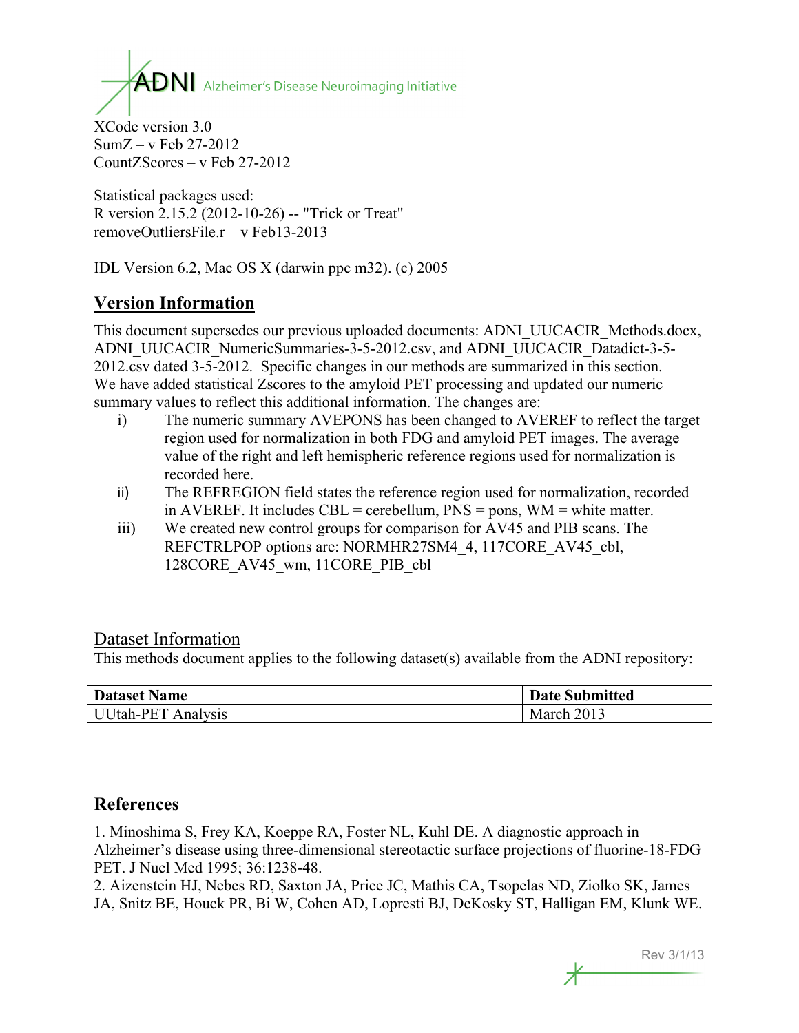XCode version 3.0
SumZ – v Feb 27-2012
CountZScores – v Feb 27-2012

Statistical packages used:
R version 2.15.2 (2012-10-26) -- "Trick or Treat"
removeOutliersFile.r – v Feb13-2013

IDL Version 6.2, Mac OS X (darwin ppc m32). (c) 2005

## Version Information

This document supersedes our previous uploaded documents: ADNI_UUCACIR_Methods.docx, ADNI_UUCACIR_NumericSummaries-3-5-2012.csv, and ADNI_UUCACIR_Datadict-3-5-2012.csv dated 3-5-2012. Specific changes in our methods are summarized in this section. We have added statistical Zscores to the amyloid PET processing and updated our numeric summary values to reflect this additional information. The changes are:

i) The numeric summary AVEPONS has been changed to AVEREF to reflect the target region used for normalization in both FDG and amyloid PET images. The average value of the right and left hemispheric reference regions used for normalization is recorded here.
ii) The REFREGION field states the reference region used for normalization, recorded in AVEREF. It includes CBL = cerebellum, PNS = pons, WM = white matter.
iii) We created new control groups for comparison for AV45 and PIB scans. The REFCTRLPOP options are: NORMHR27SM4_4, 117CORE_AV45_cbl, 128CORE_AV45_wm, 11CORE_PIB_cbl

## Dataset Information

This methods document applies to the following dataset(s) available from the ADNI repository:

| **Dataset Name** | **Date Submitted** |
|---|---|
| UUtah-PET Analysis | March 2013 |

## References

1. Minoshima S, Frey KA, Koeppe RA, Foster NL, Kuhl DE. A diagnostic approach in Alzheimer's disease using three-dimensional stereotactic surface projections of fluorine-18-FDG PET. J Nucl Med 1995; 36:1238-48.
2. Aizenstein HJ, Nebes RD, Saxton JA, Price JC, Mathis CA, Tsopelas ND, Ziolko SK, James JA, Snitz BE, Houck PR, Bi W, Cohen AD, Lopresti BJ, DeKosky ST, Halligan EM, Klunk WE.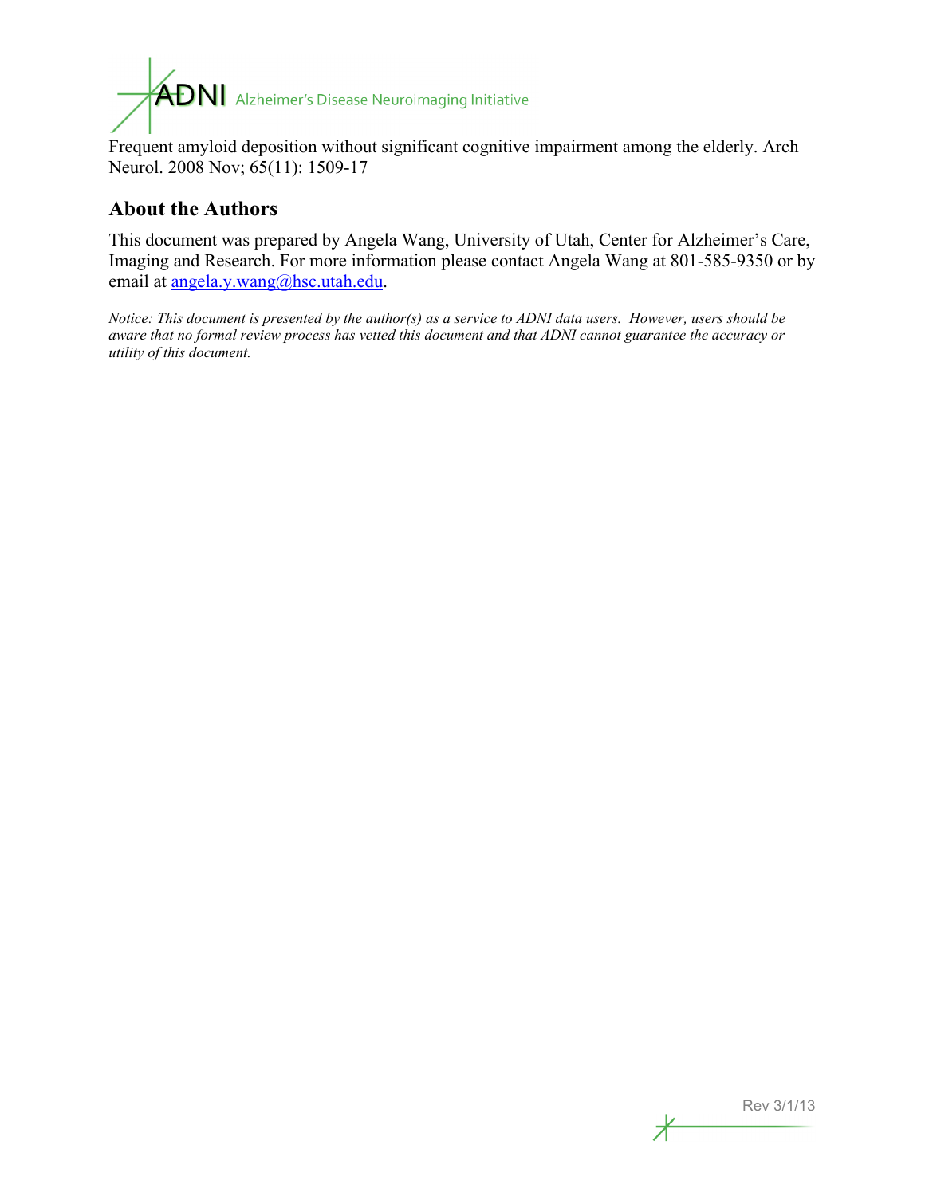Frequent amyloid deposition without significant cognitive impairment among the elderly. Arch Neurol. 2008 Nov; 65(11): 1509-17

## About the Authors

This document was prepared by Angela Wang, University of Utah, Center for Alzheimer's Care, Imaging and Research. For more information please contact Angela Wang at 801-585-9350 or by email at angela.y.wang@hsc.utah.edu.

*Notice: This document is presented by the author(s) as a service to ADNI data users. However, users should be aware that no formal review process has vetted this document and that ADNI cannot guarantee the accuracy or utility of this document.*